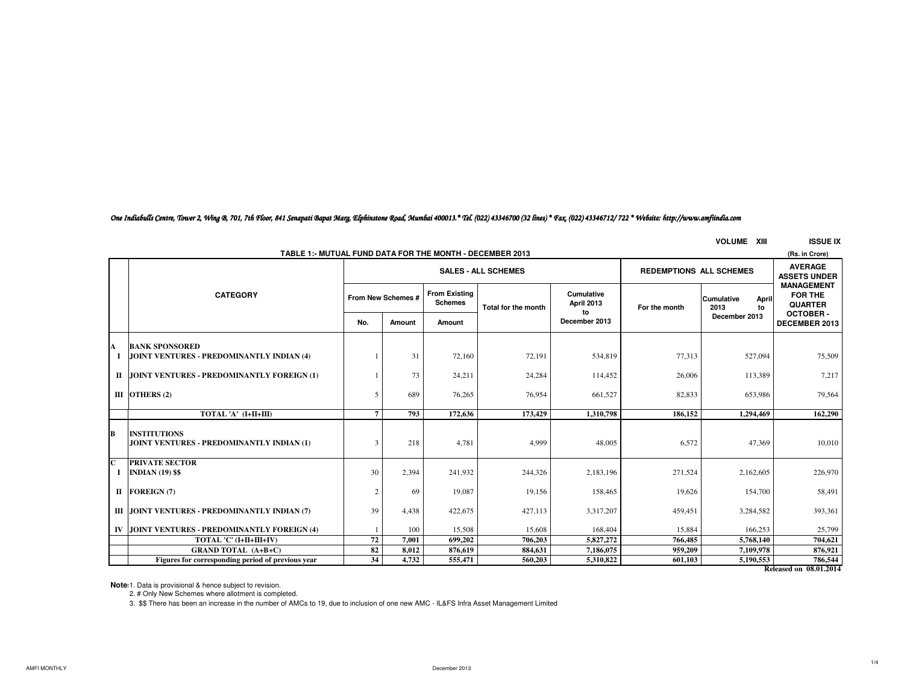*One Indiabulls Centre, Tower 2, Wing B, 701, 7th Floor, 841 Senapati Bapat Marg, Elphinstone Road, Mumbai 400013.* Tel. (022) 43346700 (32 lines) * Fax. (022) 43346712/ 722 * Website: http://www.amfiindia.com*

VOLUME XIII ISSUE IX

## TABLE 1:- MUTUAL FUND DATA FOR THE MONTH - DECEMBER 2013

(Rs. in Crore)

| | CATEGORY | SALES - ALL SCHEMES | | | | | REDEMPTIONS ALL SCHEMES | | AVERAGE ASSETS UNDER MANAGEMENT FOR THE QUARTER OCTOBER - DECEMBER 2013 |
|---|---|---|---|---|---|---|---|---|---|
| | | From New Schemes # | | From Existing Schemes | Total for the month | Cumulative April 2013 to December 2013 | For the month | Cumulative April 2013 to December 2013 | |
| | | No. | Amount | Amount | | | | | |
| A | **BANK SPONSORED** | | | | | | | | |
| I | **JOINT VENTURES - PREDOMINANTLY INDIAN (4)** | 1 | 31 | 72,160 | 72,191 | 534,819 | 77,313 | 527,094 | 75,509 |
| II | **JOINT VENTURES - PREDOMINANTLY FOREIGN (1)** | 1 | 73 | 24,211 | 24,284 | 114,452 | 26,006 | 113,389 | 7,217 |
| III | **OTHERS (2)** | 5 | 689 | 76,265 | 76,954 | 661,527 | 82,833 | 653,986 | 79,564 |
| | **TOTAL 'A' (I+II+III)** | **7** | **793** | **172,636** | **173,429** | **1,310,798** | **186,152** | **1,294,469** | **162,290** |
| B | **INSTITUTIONS** | | | | | | | | |
| | **JOINT VENTURES - PREDOMINANTLY INDIAN (1)** | 3 | 218 | 4,781 | 4,999 | 48,005 | 6,572 | 47,369 | 10,010 |
| C | **PRIVATE SECTOR** | | | | | | | | |
| I | **INDIAN (19) $$** | 30 | 2,394 | 241,932 | 244,326 | 2,183,196 | 271,524 | 2,162,605 | 226,970 |
| II | **FOREIGN (7)** | 2 | 69 | 19,087 | 19,156 | 158,465 | 19,626 | 154,700 | 58,491 |
| III | **JOINT VENTURES - PREDOMINANTLY INDIAN (7)** | 39 | 4,438 | 422,675 | 427,113 | 3,317,207 | 459,451 | 3,284,582 | 393,361 |
| IV | **JOINT VENTURES - PREDOMINANTLY FOREIGN (4)** | 1 | 100 | 15,508 | 15,608 | 168,404 | 15,884 | 166,253 | 25,799 |
| | **TOTAL 'C' (I+II+III+IV)** | **72** | **7,001** | **699,202** | **706,203** | **5,827,272** | **766,485** | **5,768,140** | **704,621** |
| | **GRAND TOTAL (A+B+C)** | **82** | **8,012** | **876,619** | **884,631** | **7,186,075** | **959,209** | **7,109,978** | **876,921** |
| | **Figures for corresponding period of previous year** | **34** | **4,732** | **555,471** | **560,203** | **5,310,822** | **601,103** | **5,190,553** | **786,544** |

**Released on 08.01.2014**

**Note:** 1. Data is provisional & hence subject to revision.

2. # Only New Schemes where allotment is completed.

3. $$ There has been an increase in the number of AMCs to 19, due to inclusion of one new AMC - IL&FS Infra Asset Management Limited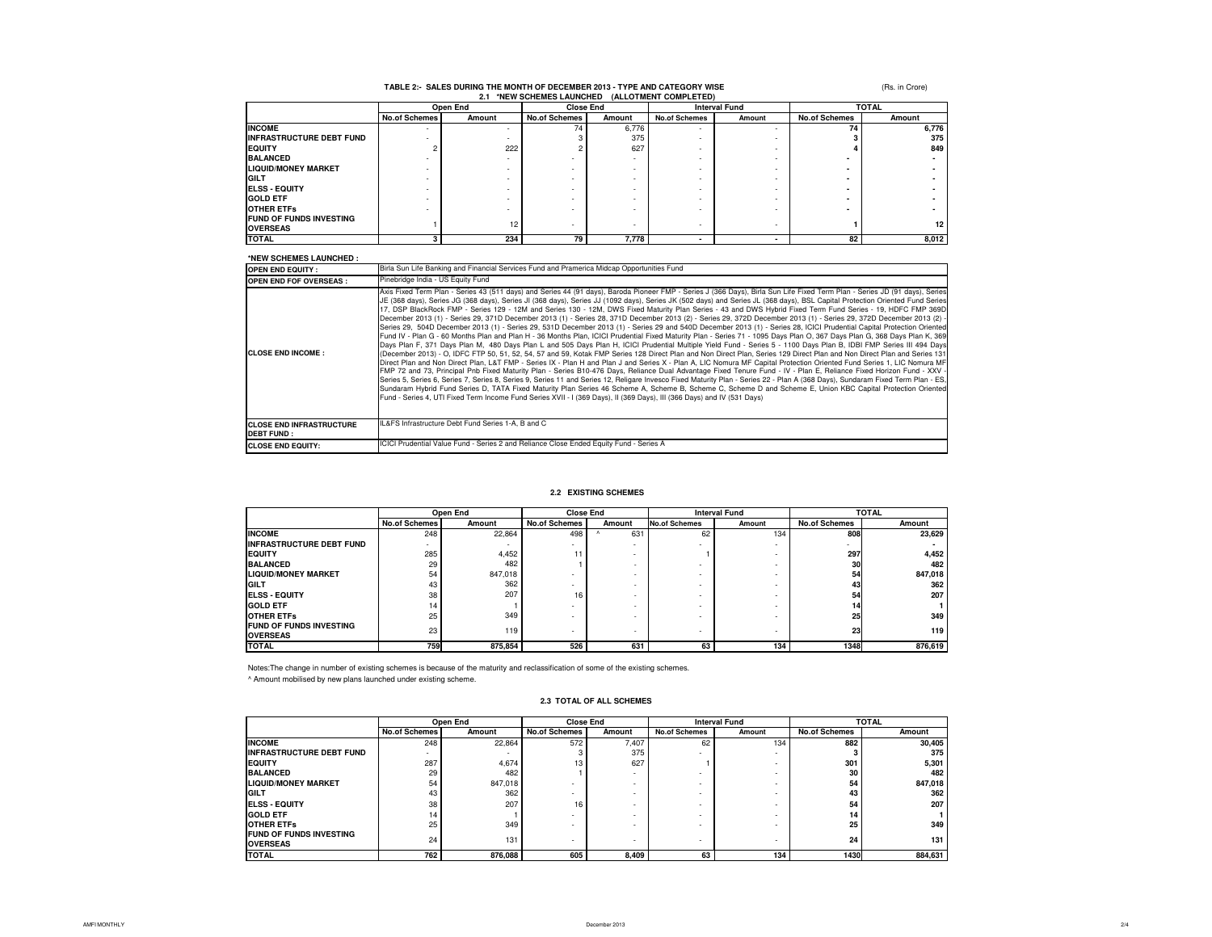### TABLE 2:- SALES DURING THE MONTH OF DECEMBER 2013 - TYPE AND CATEGORY WISE

(Rs. in Crore)

#### 2.1 *NEW SCHEMES LAUNCHED (ALLOTMENT COMPLETED)

| | Open End | | Close End | | Interval Fund | | TOTAL | |
|---|---|---|---|---|---|---|---|---|
| | No.of Schemes | Amount | No.of Schemes | Amount | No.of Schemes | Amount | No.of Schemes | Amount |
| **INCOME** | - | - | 74 | 6,776 | - | - | **74** | **6,776** |
| **INFRASTRUCTURE DEBT FUND** | - | - | 3 | 375 | - | - | **3** | **375** |
| **EQUITY** | 2 | 222 | 2 | 627 | - | - | **4** | **849** |
| **BALANCED** | - | - | - | - | - | - | **-** | **-** |
| **LIQUID/MONEY MARKET** | - | - | - | - | - | - | **-** | **-** |
| **GILT** | - | - | - | - | - | - | **-** | **-** |
| **ELSS - EQUITY** | - | - | - | - | - | - | **-** | **-** |
| **GOLD ETF** | - | - | - | - | - | - | **-** | **-** |
| **OTHER ETFs** | - | - | - | - | - | - | **-** | **-** |
| **FUND OF FUNDS INVESTING OVERSEAS** | 1 | 12 | - | - | - | - | **1** | **12** |
| **TOTAL** | **3** | **234** | **79** | **7,778** | **-** | **-** | **82** | **8,012** |

**\*NEW SCHEMES LAUNCHED :**

| | |
|---|---|
| **OPEN END EQUITY :** | Birla Sun Life Banking and Financial Services Fund and Pramerica Midcap Opportunities Fund |
| **OPEN END FOF OVERSEAS :** | Pinebridge India - US Equity Fund |
| **CLOSE END INCOME :** | Axis Fixed Term Plan - Series 43 (511 days) and Series 44 (91 days), Baroda Pioneer FMP - Series J (366 Days), Birla Sun Life Fixed Term Plan - Series JD (91 days), Series JE (368 days), Series JG (368 days), Series JI (368 days), Series JJ (1092 days), Series JK (502 days) and Series JL (368 days), BSL Capital Protection Oriented Fund Series 17, DSP BlackRock FMP - Series 129 - 12M and Series 130 - 12M, DWS Fixed Maturity Plan Series - 43 and DWS Hybrid Fixed Term Fund Series - 19, HDFC FMP 369D December 2013 (1) - Series 29, 371D December 2013 (1) - Series 28, 371D December 2013 (2) - Series 29, 372D December 2013 (1) - Series 29, 372D December 2013 (2) - Series 29, 504D December 2013 (1) - Series 29, 531D December 2013 (1) - Series 29 and 540D December 2013 (1) - Series 28, ICICI Prudential Capital Protection Oriented Fund IV - Plan G - 60 Months Plan and Plan H - 36 Months Plan, ICICI Prudential Fixed Maturity Plan - Series 71 - 1095 Days Plan O, 367 Days Plan G, 368 Days Plan K, 369 Days Plan F, 371 Days Plan M, 480 Days Plan L and 505 Days Plan H, ICICI Prudential Multiple Yield Fund - Series 5 - 1100 Days Plan B, IDBI FMP Series III 494 Days (December 2013) - O, IDFC FTP 50, 51, 52, 54, 57 and 59, Kotak FMP Series 128 Direct Plan and Non Direct Plan, Series 129 Direct Plan and Non Direct Plan and Series 131 Direct Plan and Non Direct Plan, L&T FMP - Series IX - Plan H and Plan J and Series X - Plan A, LIC Nomura MF Capital Protection Oriented Fund Series 1, LIC Nomura MF FMP 72 and 73, Principal Pnb Fixed Maturity Plan - Series B10-476 Days, Reliance Dual Advantage Fixed Tenure Fund - IV - Plan E, Reliance Fixed Horizon Fund - XXV - Series 5, Series 6, Series 7, Series 8, Series 9, Series 11 and Series 12, Religare Invesco Fixed Maturity Plan - Series 22 - Plan A (368 Days), Sundaram Fixed Term Plan - ES, Sundaram Hybrid Fund Series D, TATA Fixed Maturity Plan Series 46 Scheme A, Scheme B, Scheme C, Scheme D and Scheme E, Union KBC Capital Protection Oriented Fund - Series 4, UTI Fixed Term Income Fund Series XVII - I (369 Days), II (369 Days), III (366 Days) and IV (531 Days) |
| **CLOSE END INFRASTRUCTURE DEBT FUND :** | IL&FS Infrastructure Debt Fund Series 1-A, B and C |
| **CLOSE END EQUITY:** | ICICI Prudential Value Fund - Series 2 and Reliance Close Ended Equity Fund - Series A |

#### 2.2 EXISTING SCHEMES

| | Open End | | Close End | | Interval Fund | | TOTAL | |
|---|---|---|---|---|---|---|---|---|
| | No.of Schemes | Amount | No.of Schemes | Amount | No.of Schemes | Amount | No.of Schemes | Amount |
| **INCOME** | 248 | 22,864 | 498 | ^ 631 | 62 | 134 | **808** | **23,629** |
| **INFRASTRUCTURE DEBT FUND** | - | - | - | - | - | - | **-** | **-** |
| **EQUITY** | 285 | 4,452 | 11 | - | 1 | - | **297** | **4,452** |
| **BALANCED** | 29 | 482 | 1 | - | - | - | **30** | **482** |
| **LIQUID/MONEY MARKET** | 54 | 847,018 | - | - | - | - | **54** | **847,018** |
| **GILT** | 43 | 362 | - | - | - | - | **43** | **362** |
| **ELSS - EQUITY** | 38 | 207 | 16 | - | - | - | **54** | **207** |
| **GOLD ETF** | 14 | 1 | - | - | - | - | **14** | **1** |
| **OTHER ETFs** | 25 | 349 | - | - | - | - | **25** | **349** |
| **FUND OF FUNDS INVESTING OVERSEAS** | 23 | 119 | - | - | - | - | **23** | **119** |
| **TOTAL** | **759** | **875,854** | **526** | **631** | **63** | **134** | **1348** | **876,619** |

Notes:The change in number of existing schemes is because of the maturity and reclassification of some of the existing schemes.

^ Amount mobilised by new plans launched under existing scheme.

#### 2.3 TOTAL OF ALL SCHEMES

| | Open End | | Close End | | Interval Fund | | TOTAL | |
|---|---|---|---|---|---|---|---|---|
| | No.of Schemes | Amount | No.of Schemes | Amount | No.of Schemes | Amount | No.of Schemes | Amount |
| **INCOME** | 248 | 22,864 | 572 | 7,407 | 62 | 134 | **882** | **30,405** |
| **INFRASTRUCTURE DEBT FUND** | - | - | 3 | 375 | - | - | **3** | **375** |
| **EQUITY** | 287 | 4,674 | 13 | 627 | 1 | - | **301** | **5,301** |
| **BALANCED** | 29 | 482 | 1 | - | - | - | **30** | **482** |
| **LIQUID/MONEY MARKET** | 54 | 847,018 | - | - | - | - | **54** | **847,018** |
| **GILT** | 43 | 362 | - | - | - | - | **43** | **362** |
| **ELSS - EQUITY** | 38 | 207 | 16 | - | - | - | **54** | **207** |
| **GOLD ETF** | 14 | 1 | - | - | - | - | **14** | **1** |
| **OTHER ETFs** | 25 | 349 | - | - | - | - | **25** | **349** |
| **FUND OF FUNDS INVESTING OVERSEAS** | 24 | 131 | - | - | - | - | **24** | **131** |
| **TOTAL** | **762** | **876,088** | **605** | **8,409** | **63** | **134** | **1430** | **884,631** |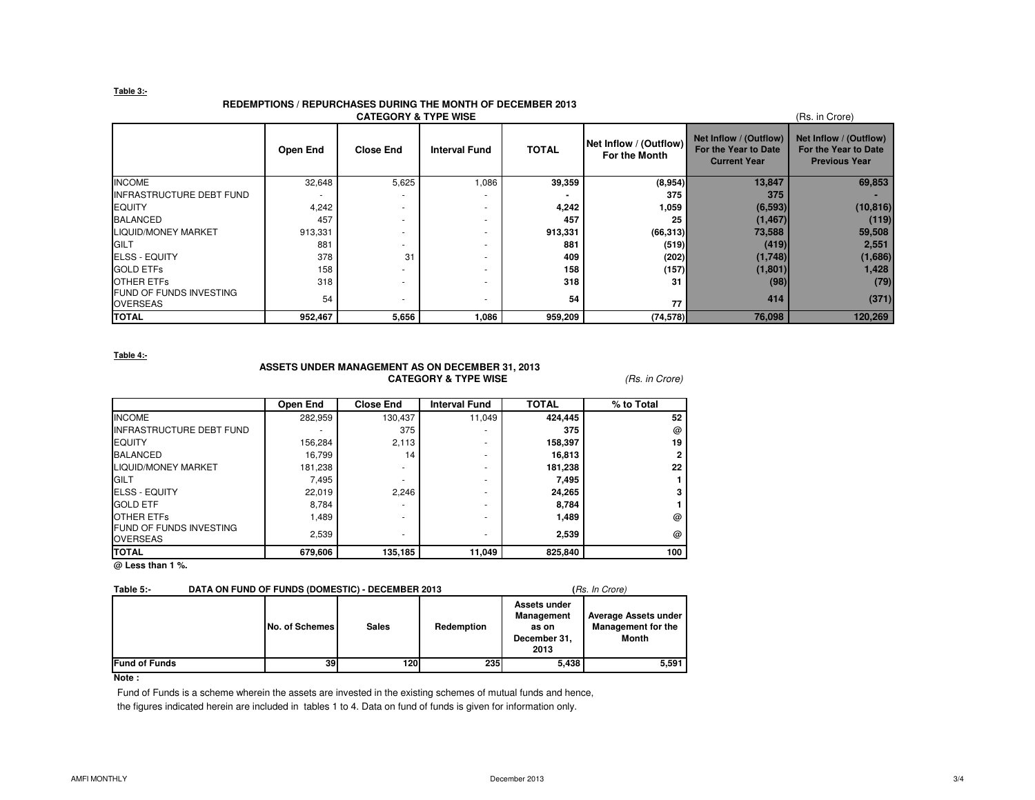**Table 3:-**

## REDEMPTIONS / REPURCHASES DURING THE MONTH OF DECEMBER 2013
### CATEGORY & TYPE WISE

(Rs. in Crore)

| | Open End | Close End | Interval Fund | TOTAL | Net Inflow / (Outflow) For the Month | Net Inflow / (Outflow) For the Year to Date Current Year | Net Inflow / (Outflow) For the Year to Date Previous Year |
|---|---|---|---|---|---|---|---|
| INCOME | 32,648 | 5,625 | 1,086 | **39,359** | **(8,954)** | **13,847** | **69,853** |
| INFRASTRUCTURE DEBT FUND | - | - | - | **-** | **375** | **375** | **-** |
| EQUITY | 4,242 | - | - | **4,242** | **1,059** | **(6,593)** | **(10,816)** |
| BALANCED | 457 | - | - | **457** | **25** | **(1,467)** | **(119)** |
| LIQUID/MONEY MARKET | 913,331 | - | - | **913,331** | **(66,313)** | **73,588** | **59,508** |
| GILT | 881 | - | - | **881** | **(519)** | **(419)** | **2,551** |
| ELSS - EQUITY | 378 | 31 | - | **409** | **(202)** | **(1,748)** | **(1,686)** |
| GOLD ETFs | 158 | - | - | **158** | **(157)** | **(1,801)** | **1,428** |
| OTHER ETFs | 318 | - | - | **318** | **31** | **(98)** | **(79)** |
| FUND OF FUNDS INVESTING OVERSEAS | 54 | - | - | **54** | **77** | **414** | **(371)** |
| **TOTAL** | **952,467** | **5,656** | **1,086** | **959,209** | **(74,578)** | **76,098** | **120,269** |

**Table 4:-**

## ASSETS UNDER MANAGEMENT AS ON DECEMBER 31, 2013
### CATEGORY & TYPE WISE

*(Rs. in Crore)*

| | Open End | Close End | Interval Fund | TOTAL | % to Total |
|---|---|---|---|---|---|
| INCOME | 282,959 | 130,437 | 11,049 | **424,445** | **52** |
| INFRASTRUCTURE DEBT FUND | - | 375 | - | **375** | **@** |
| EQUITY | 156,284 | 2,113 | - | **158,397** | **19** |
| BALANCED | 16,799 | 14 | - | **16,813** | **2** |
| LIQUID/MONEY MARKET | 181,238 | - | - | **181,238** | **22** |
| GILT | 7,495 | - | - | **7,495** | **1** |
| ELSS - EQUITY | 22,019 | 2,246 | - | **24,265** | **3** |
| GOLD ETF | 8,784 | - | - | **8,784** | **1** |
| OTHER ETFs | 1,489 | - | - | **1,489** | **@** |
| FUND OF FUNDS INVESTING OVERSEAS | 2,539 | - | - | **2,539** | **@** |
| **TOTAL** | **679,606** | **135,185** | **11,049** | **825,840** | **100** |

**@ Less than 1 %.**

**Table 5:- DATA ON FUND OF FUNDS (DOMESTIC) - DECEMBER 2013** (*Rs. In Crore)*

| | No. of Schemes | Sales | Redemption | Assets under Management as on December 31, 2013 | Average Assets under Management for the Month |
|---|---|---|---|---|---|
| **Fund of Funds** | **39** | **120** | **235** | **5,438** | **5,591** |

**Note :**

Fund of Funds is a scheme wherein the assets are invested in the existing schemes of mutual funds and hence, the figures indicated herein are included in tables 1 to 4. Data on fund of funds is given for information only.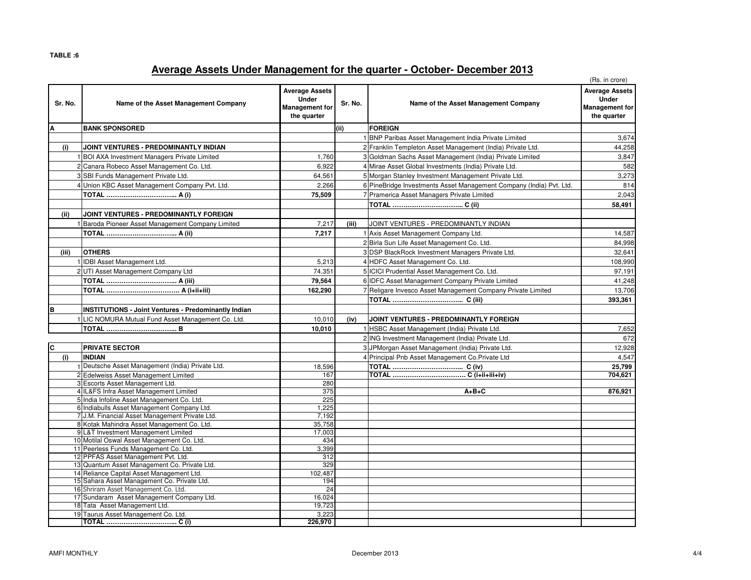**TABLE :6**

## Average Assets Under Management for the quarter - October- December 2013

(Rs. in crore)

| Sr. No. | Name of the Asset Management Company | Average Assets Under Management for the quarter | Sr. No. | Name of the Asset Management Company | Average Assets Under Management for the quarter |
|---|---|---|---|---|---|
| **A** | **BANK SPONSORED** | | **(ii)** | **FOREIGN** | |
| | | | 1 | BNP Paribas Asset Management India Private Limited | 3,674 |
| **(i)** | **JOINT VENTURES - PREDOMINANTLY INDIAN** | | 2 | Franklin Templeton Asset Management (India) Private Ltd. | 44,258 |
| 1 | BOI AXA Investment Managers Private Limited | 1,760 | 3 | Goldman Sachs Asset Management (India) Private Limited | 3,847 |
| 2 | Canara Robeco Asset Management Co. Ltd. | 6,922 | 4 | Mirae Asset Global Investments (India) Private Ltd. | 582 |
| 3 | SBI Funds Management Private Ltd. | 64,561 | 5 | Morgan Stanley Investment Management Private Ltd. | 3,273 |
| 4 | Union KBC Asset Management Company Pvt. Ltd. | 2,266 | 6 | PineBridge Investments Asset Management Company (India) Pvt. Ltd. | 814 |
| | **TOTAL ………………………….. A (i)** | **75,509** | 7 | Pramerica Asset Managers Private Limited | 2,043 |
| | | | | **TOTAL ………………………….. C (ii)** | **58,491** |
| **(ii)** | **JOINT VENTURES - PREDOMINANTLY FOREIGN** | | | | |
| 1 | Baroda Pioneer Asset Management Company Limited | 7,217 | **(iii)** | JOINT VENTURES - PREDOMINANTLY INDIAN | |
| | **TOTAL ………………………….. A (ii)** | **7,217** | 1 | Axis Asset Management Company Ltd. | 14,587 |
| | | | 2 | Birla Sun Life Asset Management Co. Ltd. | 84,998 |
| **(iii)** | **OTHERS** | | 3 | DSP BlackRock Investment Managers Private Ltd. | 32,641 |
| 1 | IDBI Asset Management Ltd. | 5,213 | 4 | HDFC Asset Management Co. Ltd. | 108,990 |
| 2 | UTI Asset Management Company Ltd | 74,351 | 5 | ICICI Prudential Asset Management Co. Ltd. | 97,191 |
| | **TOTAL ………………………….. A (iii)** | **79,564** | 6 | IDFC Asset Management Company Private Limited | 41,248 |
| | **TOTAL ………………………….. A (i+ii+iii)** | **162,290** | 7 | Religare Invesco Asset Management Company Private Limited | 13,706 |
| | | | | **TOTAL ………………………….. C (iii)** | **393,361** |
| **B** | **INSTITUTIONS - Joint Ventures - Predominantly Indian** | | | | |
| 1 | LIC NOMURA Mutual Fund Asset Management Co. Ltd. | 10,010 | **(iv)** | **JOINT VENTURES - PREDOMINANTLY FOREIGN** | |
| | **TOTAL ………………………….. B** | **10,010** | 1 | HSBC Asset Management (India) Private Ltd. | 7,652 |
| | | | 2 | ING Investment Management (India) Private Ltd. | 672 |
| **C** | **PRIVATE SECTOR** | | 3 | JPMorgan Asset Management (India) Private Ltd. | 12,928 |
| **(i)** | **INDIAN** | | 4 | Principal Pnb Asset Management Co.Private Ltd | 4,547 |
| 1 | Deutsche Asset Management (India) Private Ltd. | 18,596 | | **TOTAL ………………………….. C (iv)** | **25,799** |
| 2 | Edelweiss Asset Management Limited | 167 | | **TOTAL ………………………….. C (i+ii+iii+iv)** | **704,621** |
| 3 | Escorts Asset Management Ltd. | 280 | | | |
| 4 | IL&FS Infra Asset Management Limited | 375 | | **A+B+C** | **876,921** |
| 5 | India Infoline Asset Management Co. Ltd. | 225 | | | |
| 6 | Indiabulls Asset Management Company Ltd. | 1,225 | | | |
| 7 | J.M. Financial Asset Management Private Ltd. | 7,192 | | | |
| 8 | Kotak Mahindra Asset Management Co. Ltd. | 35,758 | | | |
| 9 | L&T Investment Management Limited | 17,003 | | | |
| 10 | Motilal Oswal Asset Management Co. Ltd. | 434 | | | |
| 11 | Peerless Funds Management Co. Ltd. | 3,399 | | | |
| 12 | PPFAS Asset Management Pvt. Ltd. | 312 | | | |
| 13 | Quantum Asset Management Co. Private Ltd. | 329 | | | |
| 14 | Reliance Capital Asset Management Ltd. | 102,487 | | | |
| 15 | Sahara Asset Management Co. Private Ltd. | 194 | | | |
| 16 | Shriram Asset Management Co. Ltd. | 24 | | | |
| 17 | Sundaram Asset Management Company Ltd. | 16,024 | | | |
| 18 | Tata Asset Management Ltd. | 19,723 | | | |
| 19 | Taurus Asset Management Co. Ltd. | 3,223 | | | |
| | **TOTAL ………………………….. C (i)** | **226,970** | | | |